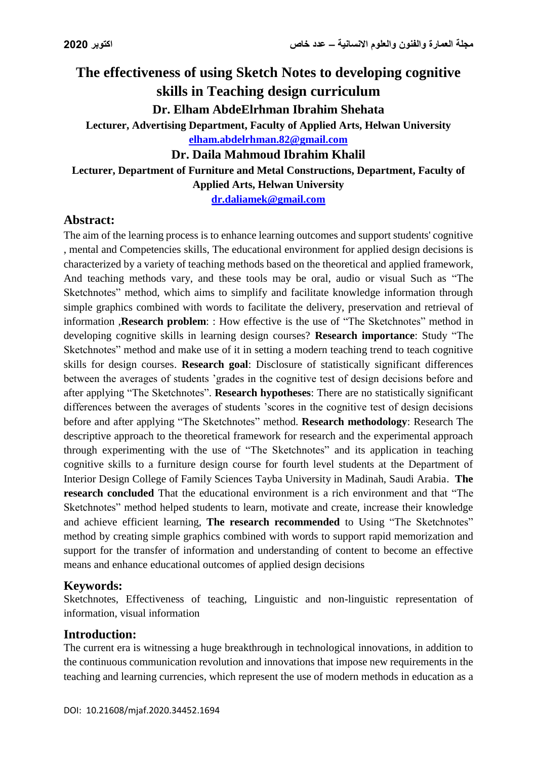# The effectiveness of using Sketch Notes to developing cognitive skills in Teaching design curriculum

**Dr. Elham AbdeElrhman Ibrahim Shehata**

**Lecturer, Advertising Department, Faculty of Applied Arts, Helwan University**

**elham.abdelrhman.82@gmail.com**

**Dr. Daila Mahmoud Ibrahim Khalil**

**Lecturer, Department of Furniture and Metal Constructions, Department, Faculty of Applied Arts, Helwan University**

**dr.daliamek@gmail.com**

## Abstract:

The aim of the learning process is to enhance learning outcomes and support students' cognitive , mental and Competencies skills, The educational environment for applied design decisions is characterized by a variety of teaching methods based on the theoretical and applied framework, And teaching methods vary, and these tools may be oral, audio or visual Such as "The Sketchnotes" method, which aims to simplify and facilitate knowledge information through simple graphics combined with words to facilitate the delivery, preservation and retrieval of information ,**Research problem**: : How effective is the use of "The Sketchnotes" method in developing cognitive skills in learning design courses? **Research importance**: Study "The Sketchnotes" method and make use of it in setting a modern teaching trend to teach cognitive skills for design courses. **Research goal**: Disclosure of statistically significant differences between the averages of students 'grades in the cognitive test of design decisions before and after applying "The Sketchnotes". **Research hypotheses**: There are no statistically significant differences between the averages of students 'scores in the cognitive test of design decisions before and after applying "The Sketchnotes" method. **Research methodology**: Research The descriptive approach to the theoretical framework for research and the experimental approach through experimenting with the use of "The Sketchnotes" and its application in teaching cognitive skills to a furniture design course for fourth level students at the Department of Interior Design College of Family Sciences Tayba University in Madinah, Saudi Arabia. **The research concluded** That the educational environment is a rich environment and that "The Sketchnotes" method helped students to learn, motivate and create, increase their knowledge and achieve efficient learning, **The research recommended** to Using "The Sketchnotes" method by creating simple graphics combined with words to support rapid memorization and support for the transfer of information and understanding of content to become an effective means and enhance educational outcomes of applied design decisions

## Keywords:

Sketchnotes, Effectiveness of teaching, Linguistic and non-linguistic representation of information, visual information

## Introduction:

The current era is witnessing a huge breakthrough in technological innovations, in addition to the continuous communication revolution and innovations that impose new requirements in the teaching and learning currencies, which represent the use of modern methods in education as a

DOI: 10.21608/mjaf.2020.34452.1694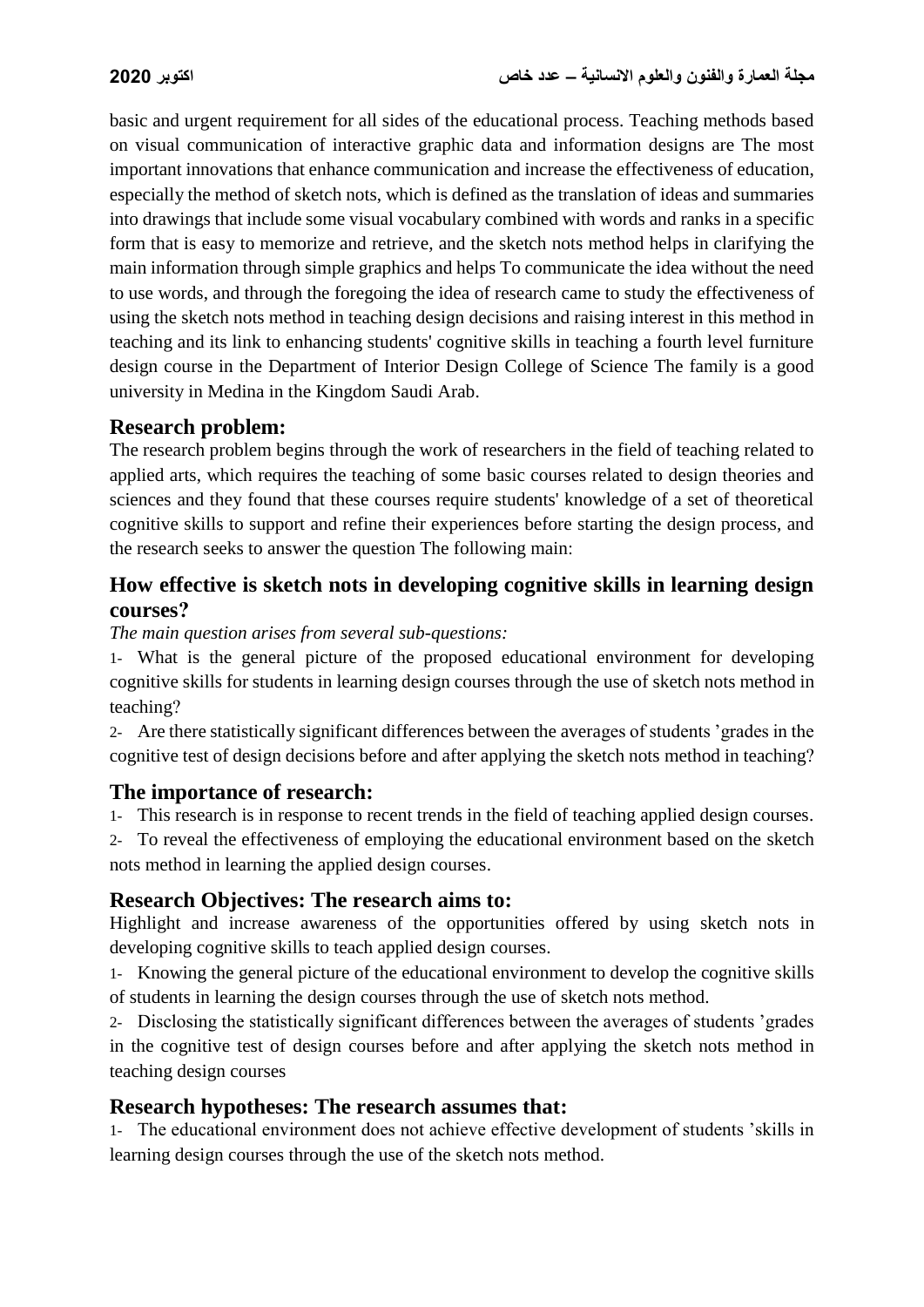basic and urgent requirement for all sides of the educational process. Teaching methods based on visual communication of interactive graphic data and information designs are The most important innovations that enhance communication and increase the effectiveness of education, especially the method of sketch nots, which is defined as the translation of ideas and summaries into drawings that include some visual vocabulary combined with words and ranks in a specific form that is easy to memorize and retrieve, and the sketch nots method helps in clarifying the main information through simple graphics and helps To communicate the idea without the need to use words, and through the foregoing the idea of research came to study the effectiveness of using the sketch nots method in teaching design decisions and raising interest in this method in teaching and its link to enhancing students' cognitive skills in teaching a fourth level furniture design course in the Department of Interior Design College of Science The family is a good university in Medina in the Kingdom Saudi Arab.

## Research problem:

The research problem begins through the work of researchers in the field of teaching related to applied arts, which requires the teaching of some basic courses related to design theories and sciences and they found that these courses require students' knowledge of a set of theoretical cognitive skills to support and refine their experiences before starting the design process, and the research seeks to answer the question The following main:

## How effective is sketch nots in developing cognitive skills in learning design courses?

*The main question arises from several sub-questions:*

1- What is the general picture of the proposed educational environment for developing cognitive skills for students in learning design courses through the use of sketch nots method in teaching?

2- Are there statistically significant differences between the averages of students 'grades in the cognitive test of design decisions before and after applying the sketch nots method in teaching?

## The importance of research:

1- This research is in response to recent trends in the field of teaching applied design courses.

2- To reveal the effectiveness of employing the educational environment based on the sketch nots method in learning the applied design courses.

## Research Objectives: The research aims to:

Highlight and increase awareness of the opportunities offered by using sketch nots in developing cognitive skills to teach applied design courses.

1- Knowing the general picture of the educational environment to develop the cognitive skills of students in learning the design courses through the use of sketch nots method.

2- Disclosing the statistically significant differences between the averages of students 'grades in the cognitive test of design courses before and after applying the sketch nots method in teaching design courses

## Research hypotheses: The research assumes that:

1- The educational environment does not achieve effective development of students 'skills in learning design courses through the use of the sketch nots method.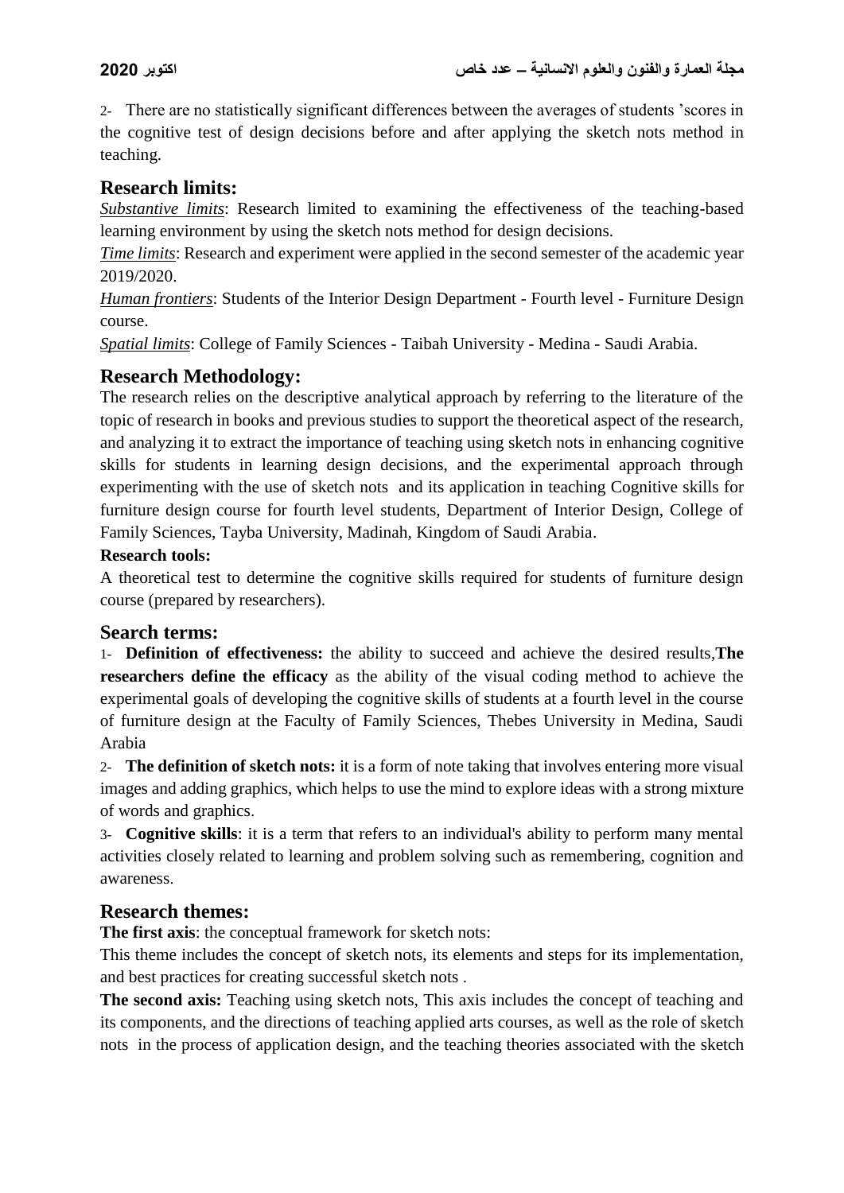2- There are no statistically significant differences between the averages of students 'scores in the cognitive test of design decisions before and after applying the sketch nots method in teaching.

## Research limits:

*Substantive limits*: Research limited to examining the effectiveness of the teaching-based learning environment by using the sketch nots method for design decisions.

*Time limits*: Research and experiment were applied in the second semester of the academic year 2019/2020.

*Human frontiers*: Students of the Interior Design Department - Fourth level - Furniture Design course.

*Spatial limits*: College of Family Sciences - Taibah University - Medina - Saudi Arabia.

## Research Methodology:

The research relies on the descriptive analytical approach by referring to the literature of the topic of research in books and previous studies to support the theoretical aspect of the research, and analyzing it to extract the importance of teaching using sketch nots in enhancing cognitive skills for students in learning design decisions, and the experimental approach through experimenting with the use of sketch nots and its application in teaching Cognitive skills for furniture design course for fourth level students, Department of Interior Design, College of Family Sciences, Tayba University, Madinah, Kingdom of Saudi Arabia.

**Research tools:**

A theoretical test to determine the cognitive skills required for students of furniture design course (prepared by researchers).

## Search terms:

1- **Definition of effectiveness:** the ability to succeed and achieve the desired results,**The researchers define the efficacy** as the ability of the visual coding method to achieve the experimental goals of developing the cognitive skills of students at a fourth level in the course of furniture design at the Faculty of Family Sciences, Thebes University in Medina, Saudi Arabia

2- **The definition of sketch nots:** it is a form of note taking that involves entering more visual images and adding graphics, which helps to use the mind to explore ideas with a strong mixture of words and graphics.

3- **Cognitive skills**: it is a term that refers to an individual's ability to perform many mental activities closely related to learning and problem solving such as remembering, cognition and awareness.

## Research themes:

**The first axis**: the conceptual framework for sketch nots:

This theme includes the concept of sketch nots, its elements and steps for its implementation, and best practices for creating successful sketch nots .

**The second axis:** Teaching using sketch nots, This axis includes the concept of teaching and its components, and the directions of teaching applied arts courses, as well as the role of sketch nots in the process of application design, and the teaching theories associated with the sketch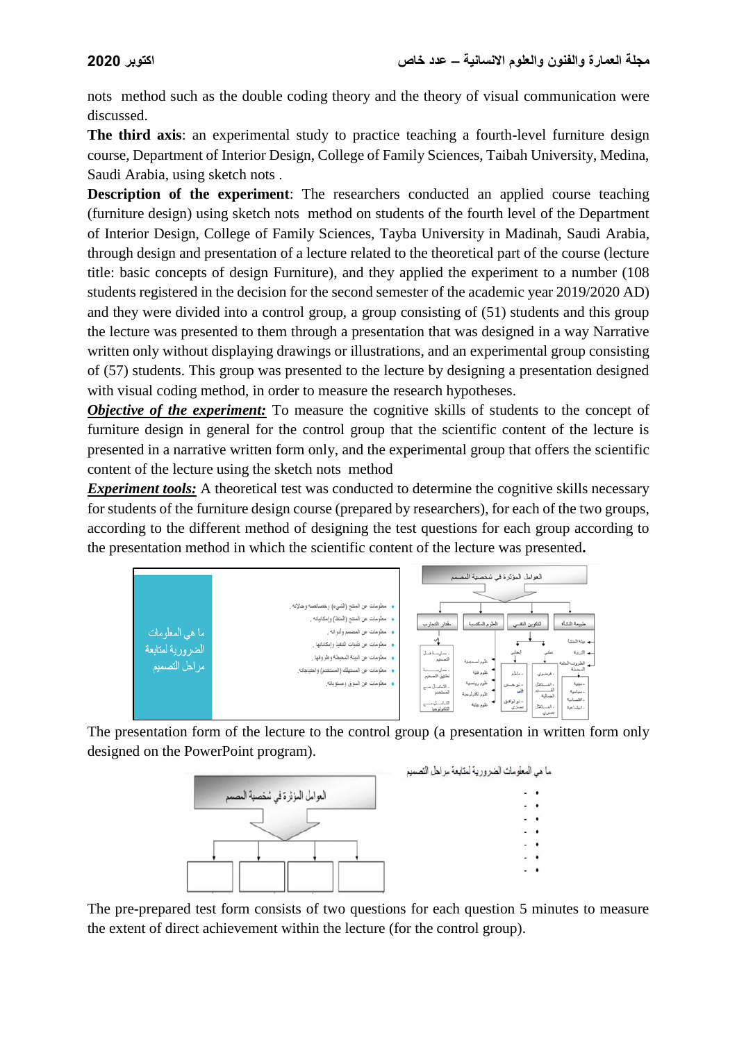nots method such as the double coding theory and the theory of visual communication were discussed.

**The third axis**: an experimental study to practice teaching a fourth-level furniture design course, Department of Interior Design, College of Family Sciences, Taibah University, Medina, Saudi Arabia, using sketch nots .

**Description of the experiment**: The researchers conducted an applied course teaching (furniture design) using sketch nots method on students of the fourth level of the Department of Interior Design, College of Family Sciences, Tayba University in Madinah, Saudi Arabia, through design and presentation of a lecture related to the theoretical part of the course (lecture title: basic concepts of design Furniture), and they applied the experiment to a number (108 students registered in the decision for the second semester of the academic year 2019/2020 AD) and they were divided into a control group, a group consisting of (51) students and this group the lecture was presented to them through a presentation that was designed in a way Narrative written only without displaying drawings or illustrations, and an experimental group consisting of (57) students. This group was presented to the lecture by designing a presentation designed with visual coding method, in order to measure the research hypotheses.

***Objective of the experiment:*** To measure the cognitive skills of students to the concept of furniture design in general for the control group that the scientific content of the lecture is presented in a narrative written form only, and the experimental group that offers the scientific content of the lecture using the sketch nots method

***Experiment tools:*** A theoretical test was conducted to determine the cognitive skills necessary for students of the furniture design course (prepared by researchers), for each of the two groups, according to the different method of designing the test questions for each group according to the presentation method in which the scientific content of the lecture was presented.

ما هي المعلومات الضرورية لمتابعة مراحل التصميم

- معلومات عن المنتج (الشيء) وخصائصه وحالاته.
- معلومات عن المنتج (المنفذ) وإمكانياته.
- معلومات عن المصمم وأدواته.
- معلومات عن تقنيات التنفيذ وإمكانياتها.
- معلومات عن البيئة المحيطة وظروفها.
- معلومات عن المستهلك (المستخدم) واحتياجاته.
- معلومات عن السوق (منافسة ومستوياته).

العوامل المؤثرة في شخصية المصمم

The presentation form of the lecture to the control group (a presentation in written form only designed on the PowerPoint program).

العوامل المؤثرة في شخصية المصمم

ما هي المعلومات الضرورية لمتابعة مراحل التصميم

The pre-prepared test form consists of two questions for each question 5 minutes to measure the extent of direct achievement within the lecture (for the control group).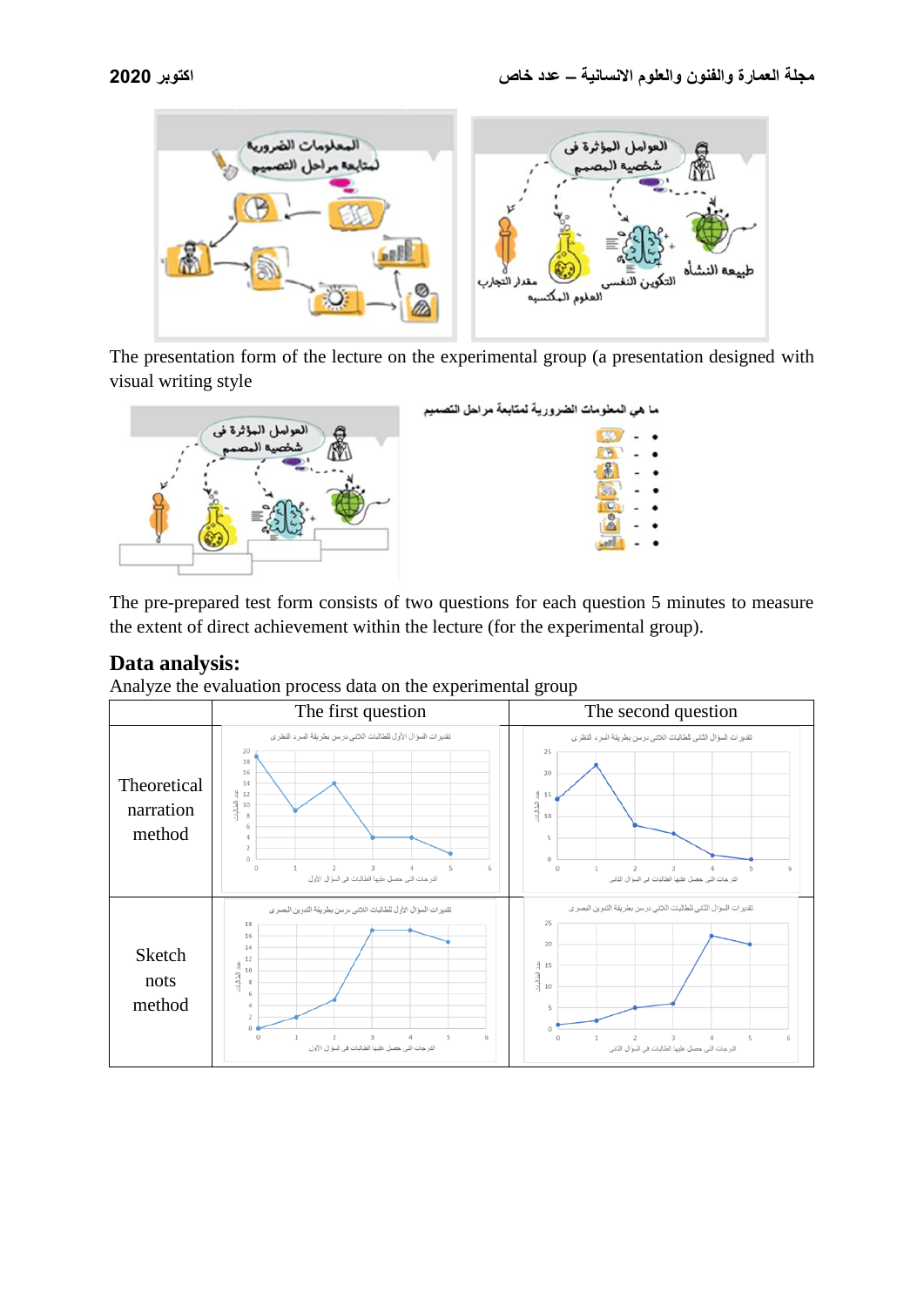العوامل المؤثرة فى شخصية المصمم

المعلومات الضرورية لمتابعة مراحل التصميم

طبيعة النشأة

التكوين النفسى

العلوم المكتسبة

مقدار التجارب

The presentation form of the lecture on the experimental group (a presentation designed with visual writing style

العوامل المؤثرة فى شخصية المصمم

ما هي المعلومات الضرورية لمتابعة مراحل التصميم

The pre-prepared test form consists of two questions for each question 5 minutes to measure the extent of direct achievement within the lecture (for the experimental group).

## Data analysis:

Analyze the evaluation process data on the experimental group

| | The first question | The second question |
|---|---|---|
| Theoretical narration method | تقديرات السؤال الأول للطالبات اللاتي درسن بطريقة السرد النظري | تقديرات السؤال الثاني للطالبات اللاتي درسن بطريقة السرد النظري |
| Sketch nots method | تقديرات السؤال الأول للطالبات اللاتي درسن بطريقة التدوين البصري | تقديرات السؤال الثاني للطالبات اللاتي درسن بطريقة التدوين البصري |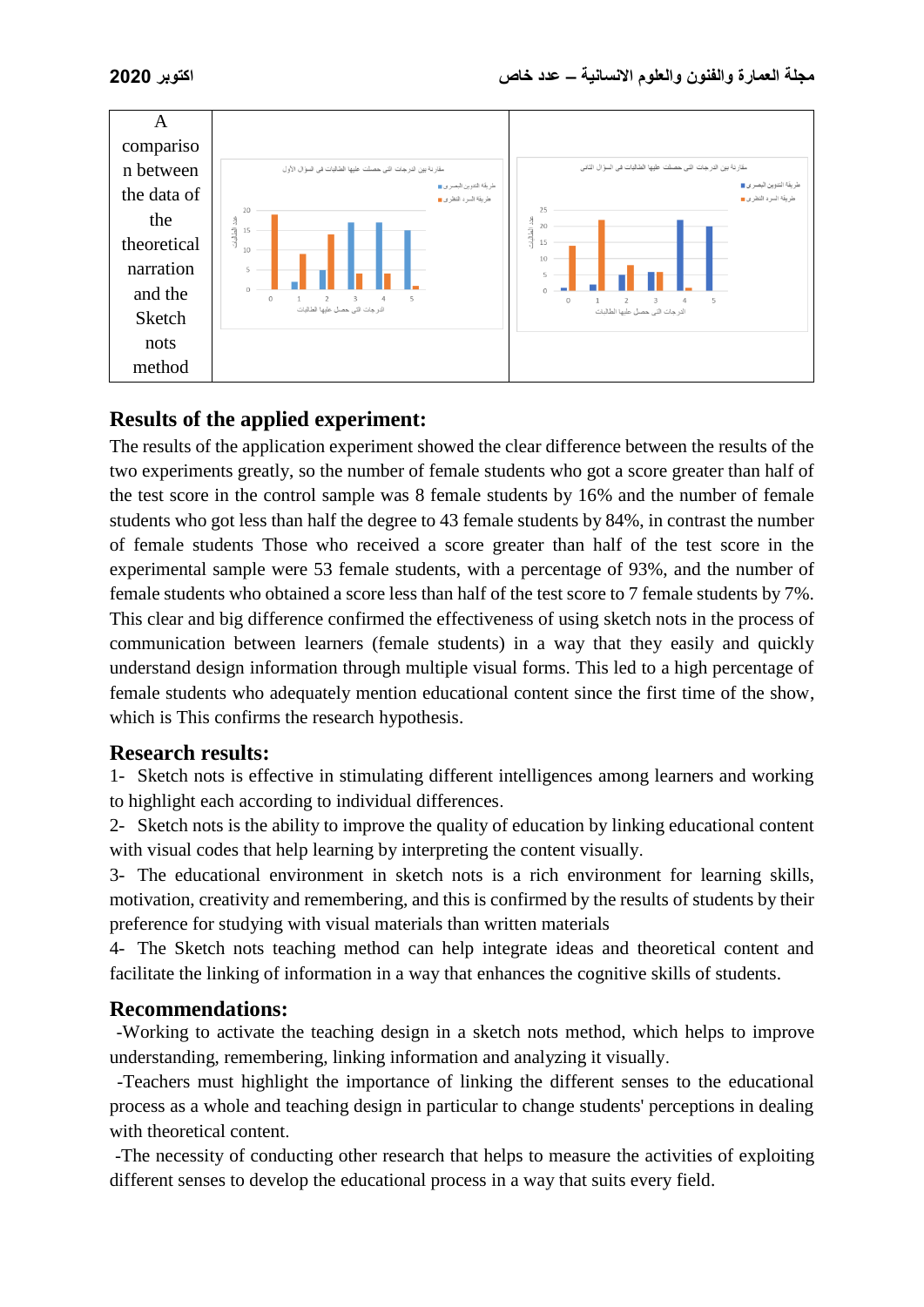| | | |
|---|---|---|
| A comparison between the data of the theoretical narration and the Sketch nots method | مقارنة بين الدرجات التي حصلت عليها الطالبات في السؤال الأول<br>طريقة التدوين البصري<br>طريقة السرد النظري<br>20<br>15<br>10<br>5<br>0<br>عدد الطالبات<br>0 1 2 3 4 5<br>الدرجات التي حصل عليها الطالبات | مقارنة بين الدرجات التي حصلت عليها الطالبات في السؤال الثاني<br>طريقة التدوين البصري<br>طريقة السرد النظري<br>25<br>20<br>15<br>10<br>5<br>0<br>عدد الطالبات<br>0 1 2 3 4 5<br>الدرجات التي حصل عليها الطالبات |

## Results of the applied experiment:

The results of the application experiment showed the clear difference between the results of the two experiments greatly, so the number of female students who got a score greater than half of the test score in the control sample was 8 female students by 16% and the number of female students who got less than half the degree to 43 female students by 84%, in contrast the number of female students Those who received a score greater than half of the test score in the experimental sample were 53 female students, with a percentage of 93%, and the number of female students who obtained a score less than half of the test score to 7 female students by 7%. This clear and big difference confirmed the effectiveness of using sketch nots in the process of communication between learners (female students) in a way that they easily and quickly understand design information through multiple visual forms. This led to a high percentage of female students who adequately mention educational content since the first time of the show, which is This confirms the research hypothesis.

## Research results:

1- Sketch nots is effective in stimulating different intelligences among learners and working to highlight each according to individual differences.

2- Sketch nots is the ability to improve the quality of education by linking educational content with visual codes that help learning by interpreting the content visually.

3- The educational environment in sketch nots is a rich environment for learning skills, motivation, creativity and remembering, and this is confirmed by the results of students by their preference for studying with visual materials than written materials

4- The Sketch nots teaching method can help integrate ideas and theoretical content and facilitate the linking of information in a way that enhances the cognitive skills of students.

## Recommendations:

-Working to activate the teaching design in a sketch nots method, which helps to improve understanding, remembering, linking information and analyzing it visually.

-Teachers must highlight the importance of linking the different senses to the educational process as a whole and teaching design in particular to change students' perceptions in dealing with theoretical content.

-The necessity of conducting other research that helps to measure the activities of exploiting different senses to develop the educational process in a way that suits every field.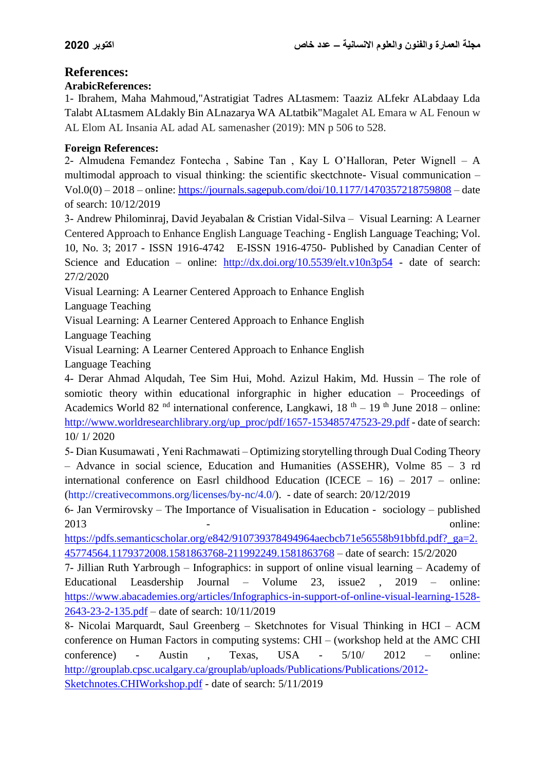# References:

## ArabicReferences:

1- Ibrahem, Maha Mahmoud,"Astratigiat Tadres ALtasmem: Taaziz ALfekr ALabdaay Lda Talabt ALtasmem ALdakly Bin ALnazarya WA ALtatbik"Magalet AL Emara w AL Fenoun w AL Elom AL Insania AL adad AL samenasher (2019): MN p 506 to 528.

## Foreign References:

2- Almudena Femandez Fontecha , Sabine Tan , Kay L O'Halloran, Peter Wignell – A multimodal approach to visual thinking: the scientific skectchnote- Visual communication – Vol.0(0) – 2018 – online: https://journals.sagepub.com/doi/10.1177/1470357218759808 – date of search: 10/12/2019

3- Andrew Philominraj, David Jeyabalan & Cristian Vidal-Silva – Visual Learning: A Learner Centered Approach to Enhance English Language Teaching - English Language Teaching; Vol. 10, No. 3; 2017 - ISSN 1916-4742 E-ISSN 1916-4750- Published by Canadian Center of Science and Education – online: http://dx.doi.org/10.5539/elt.v10n3p54 - date of search: 27/2/2020

Visual Learning: A Learner Centered Approach to Enhance English Language Teaching

Visual Learning: A Learner Centered Approach to Enhance English Language Teaching

Visual Learning: A Learner Centered Approach to Enhance English Language Teaching

4- Derar Ahmad Alqudah, Tee Sim Hui, Mohd. Azizul Hakim, Md. Hussin – The role of somiotic theory within educational inforgraphic in higher education – Proceedings of Academics World 82 nd international conference, Langkawi, 18 th – 19 th June 2018 – online: http://www.worldresearchlibrary.org/up_proc/pdf/1657-153485747523-29.pdf - date of search: 10/ 1/ 2020

5- Dian Kusumawati , Yeni Rachmawati – Optimizing storytelling through Dual Coding Theory – Advance in social science, Education and Humanities (ASSEHR), Volme 85 – 3 rd international conference on Easrl childhood Education (ICECE – 16) – 2017 – online: (http://creativecommons.org/licenses/by-nc/4.0/). - date of search: 20/12/2019

6- Jan Vermirovsky – The Importance of Visualisation in Education - sociology – published 2013 - online: https://pdfs.semanticscholar.org/e842/910739378494964aecbcb71e56558b91bbfd.pdf?_ga=2.45774564.1179372008.1581863768-211992249.1581863768 – date of search: 15/2/2020

7- Jillian Ruth Yarbrough – Infographics: in support of online visual learning – Academy of Educational Leasdership Journal – Volume 23, issue2 , 2019 – online: https://www.abacademies.org/articles/Infographics-in-support-of-online-visual-learning-1528-2643-23-2-135.pdf – date of search: 10/11/2019

8- Nicolai Marquardt, Saul Greenberg – Sketchnotes for Visual Thinking in HCI – ACM conference on Human Factors in computing systems: CHI – (workshop held at the AMC CHI conference) - Austin , Texas, USA - 5/10/ 2012 – online: http://grouplab.cpsc.ucalgary.ca/grouplab/uploads/Publications/Publications/2012-Sketchnotes.CHIWorkshop.pdf - date of search: 5/11/2019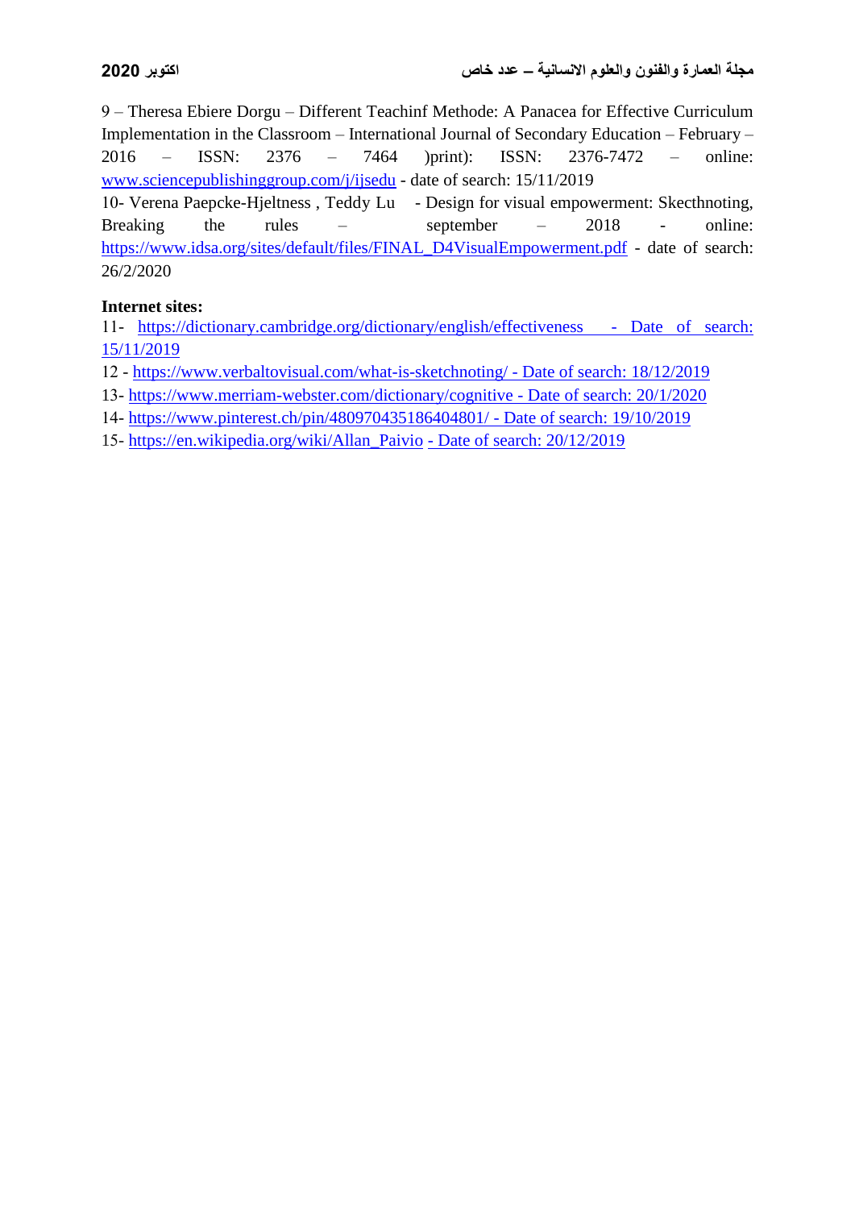9 – Theresa Ebiere Dorgu – Different Teachinf Methode: A Panacea for Effective Curriculum Implementation in the Classroom – International Journal of Secondary Education – February – 2016 – ISSN: 2376 – 7464 )print): ISSN: 2376-7472 – online: www.sciencepublishinggroup.com/j/ijsedu - date of search: 15/11/2019

10- Verena Paepcke-Hjeltness , Teddy Lu - Design for visual empowerment: Skecthnoting, Breaking the rules – september – 2018 - online: https://www.idsa.org/sites/default/files/FINAL_D4VisualEmpowerment.pdf - date of search: 26/2/2020

**Internet sites:**

11- https://dictionary.cambridge.org/dictionary/english/effectiveness - Date of search: 15/11/2019

12 - https://www.verbaltovisual.com/what-is-sketchnoting/ - Date of search: 18/12/2019

13- https://www.merriam-webster.com/dictionary/cognitive - Date of search: 20/1/2020

14- https://www.pinterest.ch/pin/480970435186404801/ - Date of search: 19/10/2019

15- https://en.wikipedia.org/wiki/Allan_Paivio - Date of search: 20/12/2019